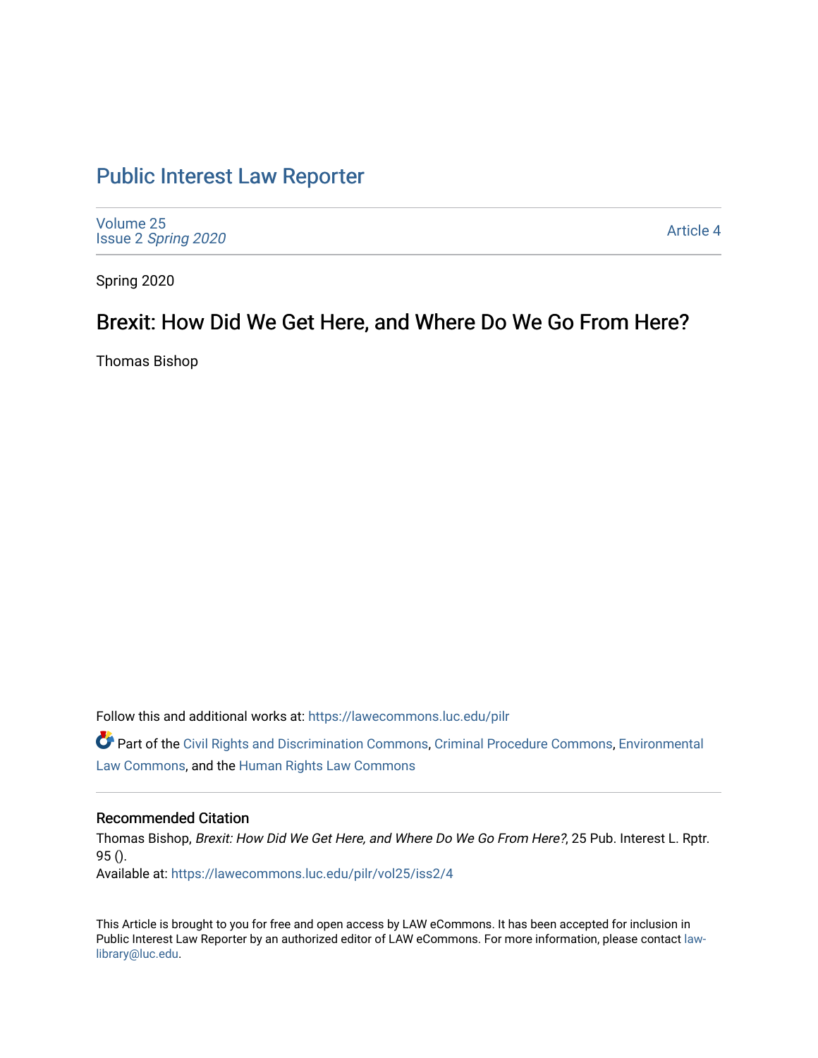# Public Interest Law Reporter

Volume 25
Issue 2 *Spring 2020*

Article 4

Spring 2020

## Brexit: How Did We Get Here, and Where Do We Go From Here?

Thomas Bishop

Follow this and additional works at: https://lawecommons.luc.edu/pilr

Part of the Civil Rights and Discrimination Commons, Criminal Procedure Commons, Environmental Law Commons, and the Human Rights Law Commons

### Recommended Citation

Thomas Bishop, *Brexit: How Did We Get Here, and Where Do We Go From Here?*, 25 Pub. Interest L. Rptr. 95 ().
Available at: https://lawecommons.luc.edu/pilr/vol25/iss2/4

This Article is brought to you for free and open access by LAW eCommons. It has been accepted for inclusion in Public Interest Law Reporter by an authorized editor of LAW eCommons. For more information, please contact law-library@luc.edu.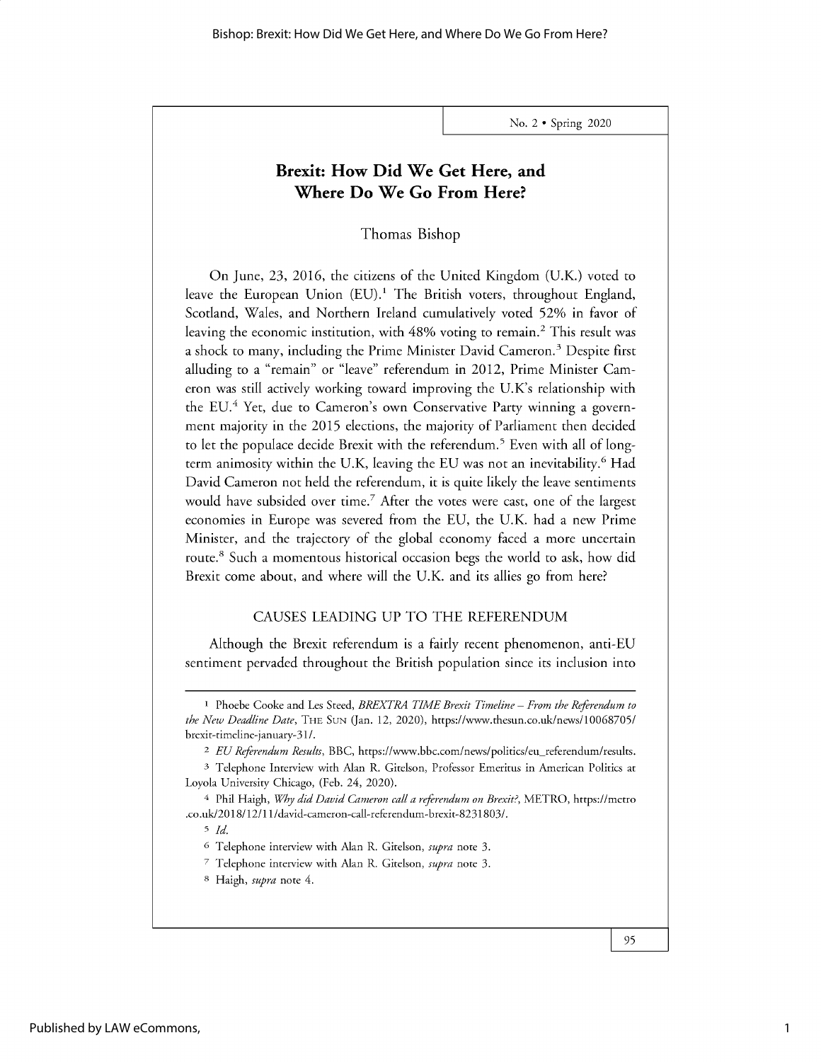# Brexit: How Did We Get Here, and Where Do We Go From Here?

Thomas Bishop

On June, 23, 2016, the citizens of the United Kingdom (U.K.) voted to leave the European Union (EU).[1] The British voters, throughout England, Scotland, Wales, and Northern Ireland cumulatively voted 52% in favor of leaving the economic institution, with 48% voting to remain.[2] This result was a shock to many, including the Prime Minister David Cameron.[3] Despite first alluding to a "remain" or "leave" referendum in 2012, Prime Minister Cameron was still actively working toward improving the U.K's relationship with the EU.[4] Yet, due to Cameron's own Conservative Party winning a government majority in the 2015 elections, the majority of Parliament then decided to let the populace decide Brexit with the referendum.[5] Even with all of long-term animosity within the U.K, leaving the EU was not an inevitability.[6] Had David Cameron not held the referendum, it is quite likely the leave sentiments would have subsided over time.[7] After the votes were cast, one of the largest economies in Europe was severed from the EU, the U.K. had a new Prime Minister, and the trajectory of the global economy faced a more uncertain route.[8] Such a momentous historical occasion begs the world to ask, how did Brexit come about, and where will the U.K. and its allies go from here?

## CAUSES LEADING UP TO THE REFERENDUM

Although the Brexit referendum is a fairly recent phenomenon, anti-EU sentiment pervaded throughout the British population since its inclusion into

---

1 Phoebe Cooke and Les Steed, *BREXTRA TIME Brexit Timeline – From the Referendum to the New Deadline Date*, THE SUN (Jan. 12, 2020), https://www.thesun.co.uk/news/10068705/brexit-timeline-january-31/.

2 *EU Referendum Results*, BBC, https://www.bbc.com/news/politics/eu_referendum/results.

3 Telephone Interview with Alan R. Gitelson, Professor Emeritus in American Politics at Loyola University Chicago, (Feb. 24, 2020).

4 Phil Haigh, *Why did David Cameron call a referendum on Brexit?*, METRO, https://metro.co.uk/2018/12/11/david-cameron-call-referendum-brexit-8231803/.

5 *Id.*

6 Telephone interview with Alan R. Gitelson, *supra* note 3.

7 Telephone interview with Alan R. Gitelson, *supra* note 3.

8 Haigh, *supra* note 4.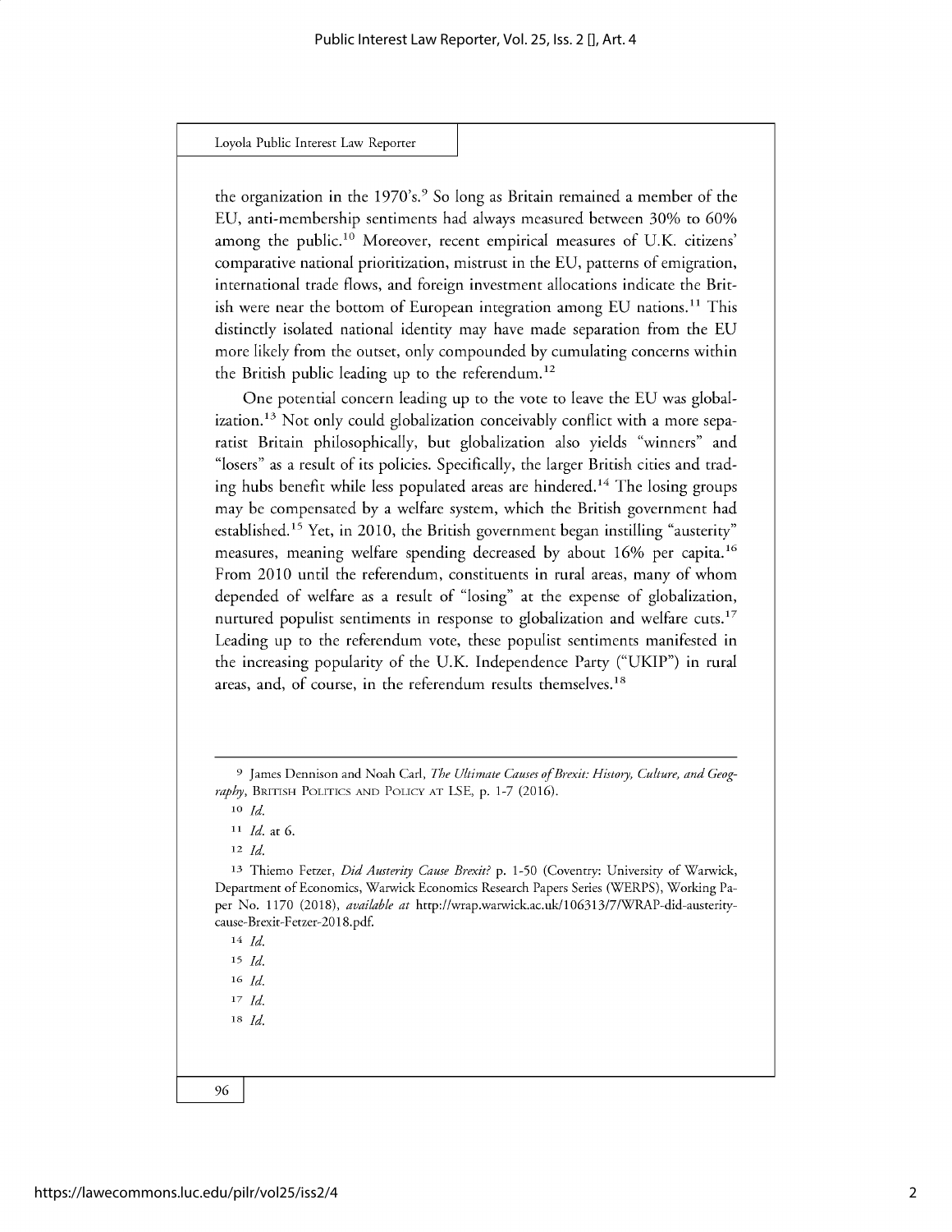the organization in the 1970's.[9] So long as Britain remained a member of the EU, anti-membership sentiments had always measured between 30% to 60% among the public.[10] Moreover, recent empirical measures of U.K. citizens' comparative national prioritization, mistrust in the EU, patterns of emigration, international trade flows, and foreign investment allocations indicate the British were near the bottom of European integration among EU nations.[11] This distinctly isolated national identity may have made separation from the EU more likely from the outset, only compounded by cumulating concerns within the British public leading up to the referendum.[12]

One potential concern leading up to the vote to leave the EU was globalization.[13] Not only could globalization conceivably conflict with a more separatist Britain philosophically, but globalization also yields "winners" and "losers" as a result of its policies. Specifically, the larger British cities and trading hubs benefit while less populated areas are hindered.[14] The losing groups may be compensated by a welfare system, which the British government had established.[15] Yet, in 2010, the British government began instilling "austerity" measures, meaning welfare spending decreased by about 16% per capita.[16] From 2010 until the referendum, constituents in rural areas, many of whom depended of welfare as a result of "losing" at the expense of globalization, nurtured populist sentiments in response to globalization and welfare cuts.[17] Leading up to the referendum vote, these populist sentiments manifested in the increasing popularity of the U.K. Independence Party ("UKIP") in rural areas, and, of course, in the referendum results themselves.[18]

---

[9] James Dennison and Noah Carl, *The Ultimate Causes of Brexit: History, Culture, and Geography*, BRITISH POLITICS AND POLICY AT LSE, p. 1-7 (2016).

[10] *Id.*

[11] *Id.* at 6.

[12] *Id.*

[13] Thiemo Fetzer, *Did Austerity Cause Brexit?* p. 1-50 (Coventry: University of Warwick, Department of Economics, Warwick Economics Research Papers Series (WERPS), Working Paper No. 1170 (2018), *available at* http://wrap.warwick.ac.uk/106313/7/WRAP-did-austerity-cause-Brexit-Fetzer-2018.pdf.

[14] *Id.*

[15] *Id.*

[16] *Id.*

[17] *Id.*

[18] *Id.*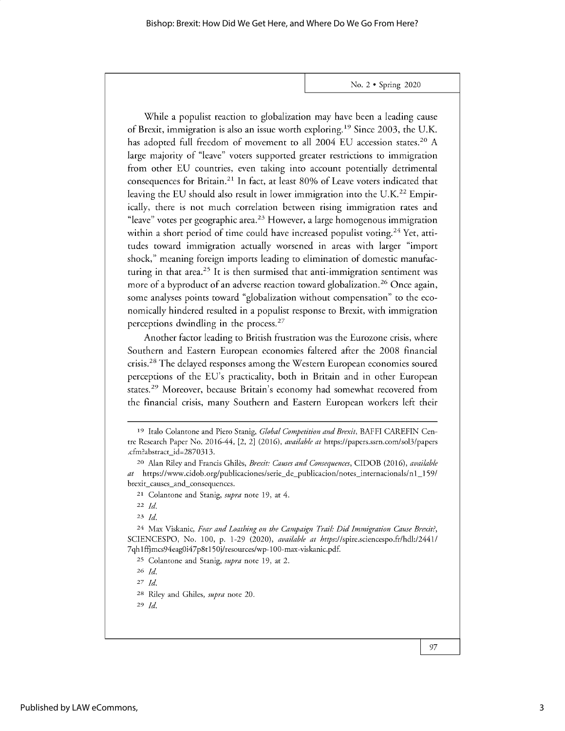While a populist reaction to globalization may have been a leading cause of Brexit, immigration is also an issue worth exploring.[19] Since 2003, the U.K. has adopted full freedom of movement to all 2004 EU accession states.[20] A large majority of "leave" voters supported greater restrictions to immigration from other EU countries, even taking into account potentially detrimental consequences for Britain.[21] In fact, at least 80% of Leave voters indicated that leaving the EU should also result in lower immigration into the U.K.[22] Empirically, there is not much correlation between rising immigration rates and "leave" votes per geographic area.[23] However, a large homogenous immigration within a short period of time could have increased populist voting.[24] Yet, attitudes toward immigration actually worsened in areas with larger "import shock," meaning foreign imports leading to elimination of domestic manufacturing in that area.[25] It is then surmised that anti-immigration sentiment was more of a byproduct of an adverse reaction toward globalization.[26] Once again, some analyses points toward "globalization without compensation" to the economically hindered resulted in a populist response to Brexit, with immigration perceptions dwindling in the process.[27]

Another factor leading to British frustration was the Eurozone crisis, where Southern and Eastern European economies faltered after the 2008 financial crisis.[28] The delayed responses among the Western European economies soured perceptions of the EU's practicality, both in Britain and in other European states.[29] Moreover, because Britain's economy had somewhat recovered from the financial crisis, many Southern and Eastern European workers left their

---

[19] Italo Colantone and Piero Stanig, *Global Competition and Brexit*, BAFFI CAREFIN Centre Research Paper No. 2016-44, [2, 2] (2016), *available at* https://papers.ssrn.com/sol3/papers.cfm?abstract_id=2870313.

[20] Alan Riley and Francis Ghilès, *Brexit: Causes and Consequences*, CIDOB (2016), *available at* https://www.cidob.org/publicaciones/serie_de_publicacion/notes_internacionals/n1_159/brexit_causes_and_consequences.

[21] Colantone and Stanig, *supra* note 19, at 4.

[22] *Id.*

[23] *Id.*

[24] Max Viskanic, *Fear and Loathing on the Campaign Trail: Did Immigration Cause Brexit?*, SCIENCESPO, No. 100, p. 1-29 (2020), *available at https*://spire.sciencespo.fr/hdl:/2441/7qh1ffjmcs94eag0i47p8t150j/resources/wp-100-max-viskanic.pdf.

[25] Colantone and Stanig, *supra* note 19, at 2.

[26] *Id.*

[27] *Id.*

[28] Riley and Ghiles, *supra* note 20.

[29] *Id.*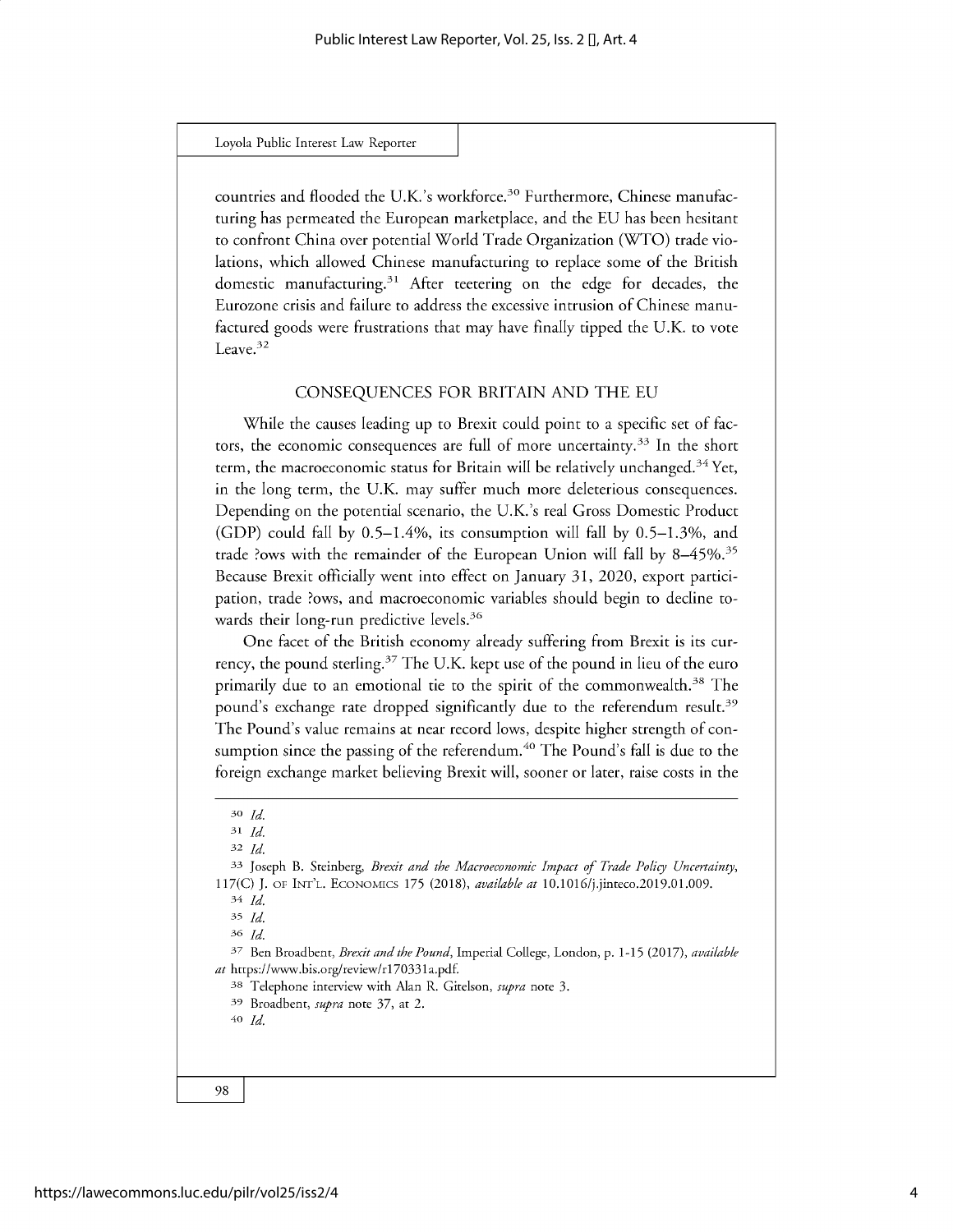countries and flooded the U.K.'s workforce.[30] Furthermore, Chinese manufacturing has permeated the European marketplace, and the EU has been hesitant to confront China over potential World Trade Organization (WTO) trade violations, which allowed Chinese manufacturing to replace some of the British domestic manufacturing.[31] After teetering on the edge for decades, the Eurozone crisis and failure to address the excessive intrusion of Chinese manufactured goods were frustrations that may have finally tipped the U.K. to vote Leave.[32]

## CONSEQUENCES FOR BRITAIN AND THE EU

While the causes leading up to Brexit could point to a specific set of factors, the economic consequences are full of more uncertainty.[33] In the short term, the macroeconomic status for Britain will be relatively unchanged.[34] Yet, in the long term, the U.K. may suffer much more deleterious consequences. Depending on the potential scenario, the U.K.'s real Gross Domestic Product (GDP) could fall by 0.5–1.4%, its consumption will fall by 0.5–1.3%, and trade ?ows with the remainder of the European Union will fall by 8–45%.[35] Because Brexit officially went into effect on January 31, 2020, export participation, trade ?ows, and macroeconomic variables should begin to decline towards their long-run predictive levels.[36]

One facet of the British economy already suffering from Brexit is its currency, the pound sterling.[37] The U.K. kept use of the pound in lieu of the euro primarily due to an emotional tie to the spirit of the commonwealth.[38] The pound's exchange rate dropped significantly due to the referendum result.[39] The Pound's value remains at near record lows, despite higher strength of consumption since the passing of the referendum.[40] The Pound's fall is due to the foreign exchange market believing Brexit will, sooner or later, raise costs in the

---

30 *Id.*

31 *Id.*

32 *Id.*

33 Joseph B. Steinberg, *Brexit and the Macroeconomic Impact of Trade Policy Uncertainty*, 117(C) J. OF INT'L. ECONOMICS 175 (2018), *available at* 10.1016/j.jinteco.2019.01.009.

34 *Id.*

35 *Id.*

36 *Id.*

37 Ben Broadbent, *Brexit and the Pound*, Imperial College, London, p. 1-15 (2017), *available at* https://www.bis.org/review/r170331a.pdf.

38 Telephone interview with Alan R. Gitelson, *supra* note 3.

39 Broadbent, *supra* note 37, at 2.

40 *Id.*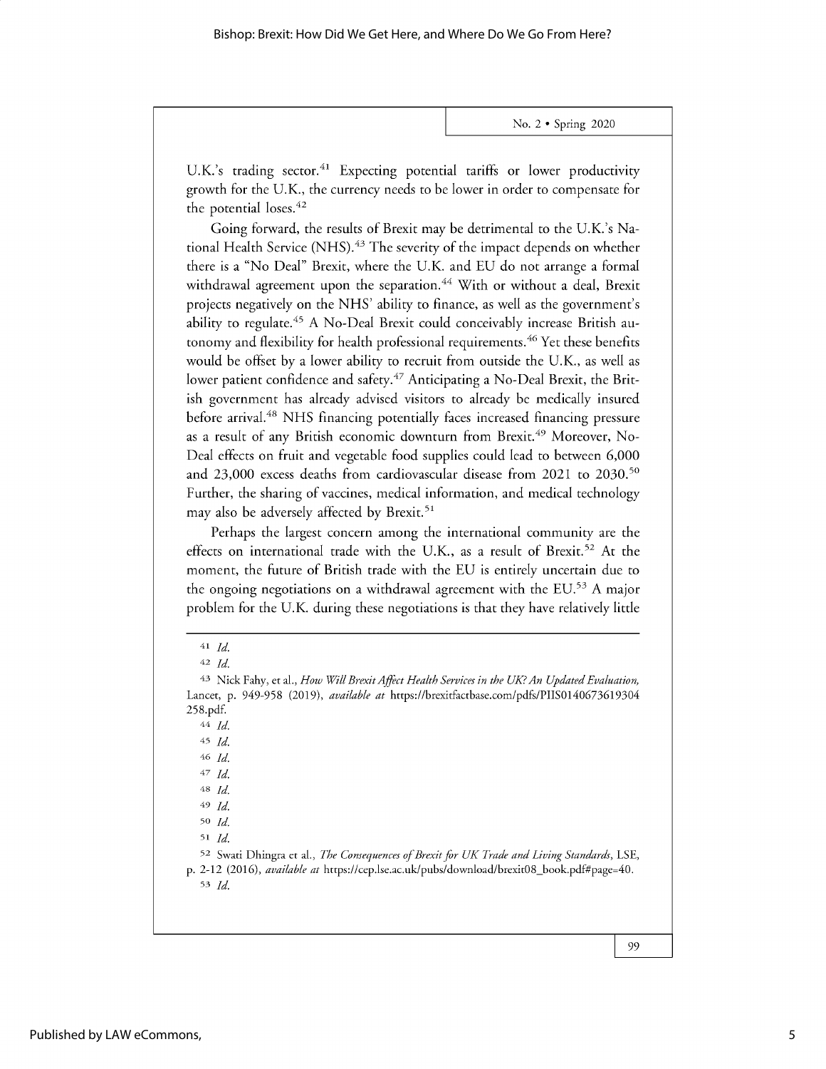U.K.'s trading sector.[41] Expecting potential tariffs or lower productivity growth for the U.K., the currency needs to be lower in order to compensate for the potential loses.[42]

Going forward, the results of Brexit may be detrimental to the U.K.'s National Health Service (NHS).[43] The severity of the impact depends on whether there is a "No Deal" Brexit, where the U.K. and EU do not arrange a formal withdrawal agreement upon the separation.[44] With or without a deal, Brexit projects negatively on the NHS' ability to finance, as well as the government's ability to regulate.[45] A No-Deal Brexit could conceivably increase British autonomy and flexibility for health professional requirements.[46] Yet these benefits would be offset by a lower ability to recruit from outside the U.K., as well as lower patient confidence and safety.[47] Anticipating a No-Deal Brexit, the British government has already advised visitors to already be medically insured before arrival.[48] NHS financing potentially faces increased financing pressure as a result of any British economic downturn from Brexit.[49] Moreover, No-Deal effects on fruit and vegetable food supplies could lead to between 6,000 and 23,000 excess deaths from cardiovascular disease from 2021 to 2030.[50] Further, the sharing of vaccines, medical information, and medical technology may also be adversely affected by Brexit.[51]

Perhaps the largest concern among the international community are the effects on international trade with the U.K., as a result of Brexit.[52] At the moment, the future of British trade with the EU is entirely uncertain due to the ongoing negotiations on a withdrawal agreement with the EU.[53] A major problem for the U.K. during these negotiations is that they have relatively little

---

41 *Id.*

42 *Id.*

43 Nick Fahy, et al., *How Will Brexit Affect Health Services in the UK? An Updated Evaluation,* Lancet, p. 949-958 (2019), *available at* https://brexitfactbase.com/pdfs/PIIS0140673619304258.pdf.

44 *Id.*

45 *Id.*

46 *Id.*

47 *Id.*

48 *Id.*

49 *Id.*

50 *Id.*

51 *Id.*

52 Swati Dhingra et al., *The Consequences of Brexit for UK Trade and Living Standards*, LSE, p. 2-12 (2016), *available at* https://cep.lse.ac.uk/pubs/download/brexit08_book.pdf#page=40.

53 *Id.*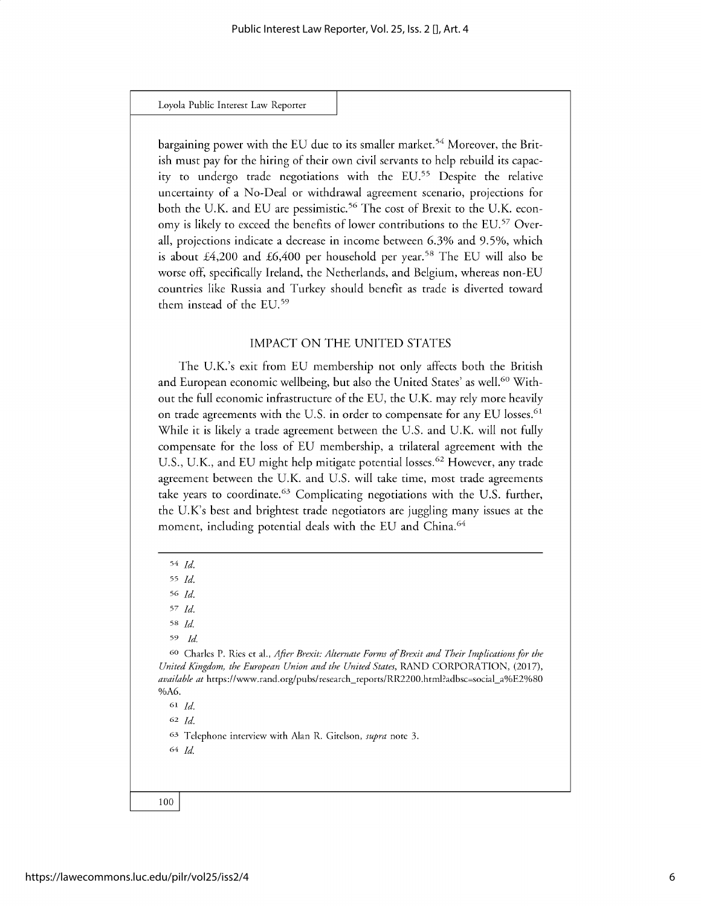bargaining power with the EU due to its smaller market.[54] Moreover, the British must pay for the hiring of their own civil servants to help rebuild its capacity to undergo trade negotiations with the EU.[55] Despite the relative uncertainty of a No-Deal or withdrawal agreement scenario, projections for both the U.K. and EU are pessimistic.[56] The cost of Brexit to the U.K. economy is likely to exceed the benefits of lower contributions to the EU.[57] Overall, projections indicate a decrease in income between 6.3% and 9.5%, which is about £4,200 and £6,400 per household per year.[58] The EU will also be worse off, specifically Ireland, the Netherlands, and Belgium, whereas non-EU countries like Russia and Turkey should benefit as trade is diverted toward them instead of the EU.[59]

## IMPACT ON THE UNITED STATES

The U.K.'s exit from EU membership not only affects both the British and European economic wellbeing, but also the United States' as well.[60] Without the full economic infrastructure of the EU, the U.K. may rely more heavily on trade agreements with the U.S. in order to compensate for any EU losses.[61] While it is likely a trade agreement between the U.S. and U.K. will not fully compensate for the loss of EU membership, a trilateral agreement with the U.S., U.K., and EU might help mitigate potential losses.[62] However, any trade agreement between the U.K. and U.S. will take time, most trade agreements take years to coordinate.[63] Complicating negotiations with the U.S. further, the U.K's best and brightest trade negotiators are juggling many issues at the moment, including potential deals with the EU and China.[64]

---

[54] *Id.*

[55] *Id.*

[56] *Id.*

[57] *Id.*

[58] *Id.*

[59] *Id.*

[60] Charles P. Ries et al., *After Brexit: Alternate Forms of Brexit and Their Implications for the United Kingdom, the European Union and the United States*, RAND CORPORATION, (2017), *available at* https://www.rand.org/pubs/research_reports/RR2200.html?adbsc=social_a%E2%80%A6.

[61] *Id.*

[62] *Id.*

[63] Telephone interview with Alan R. Gitelson, *supra* note 3.

[64] *Id.*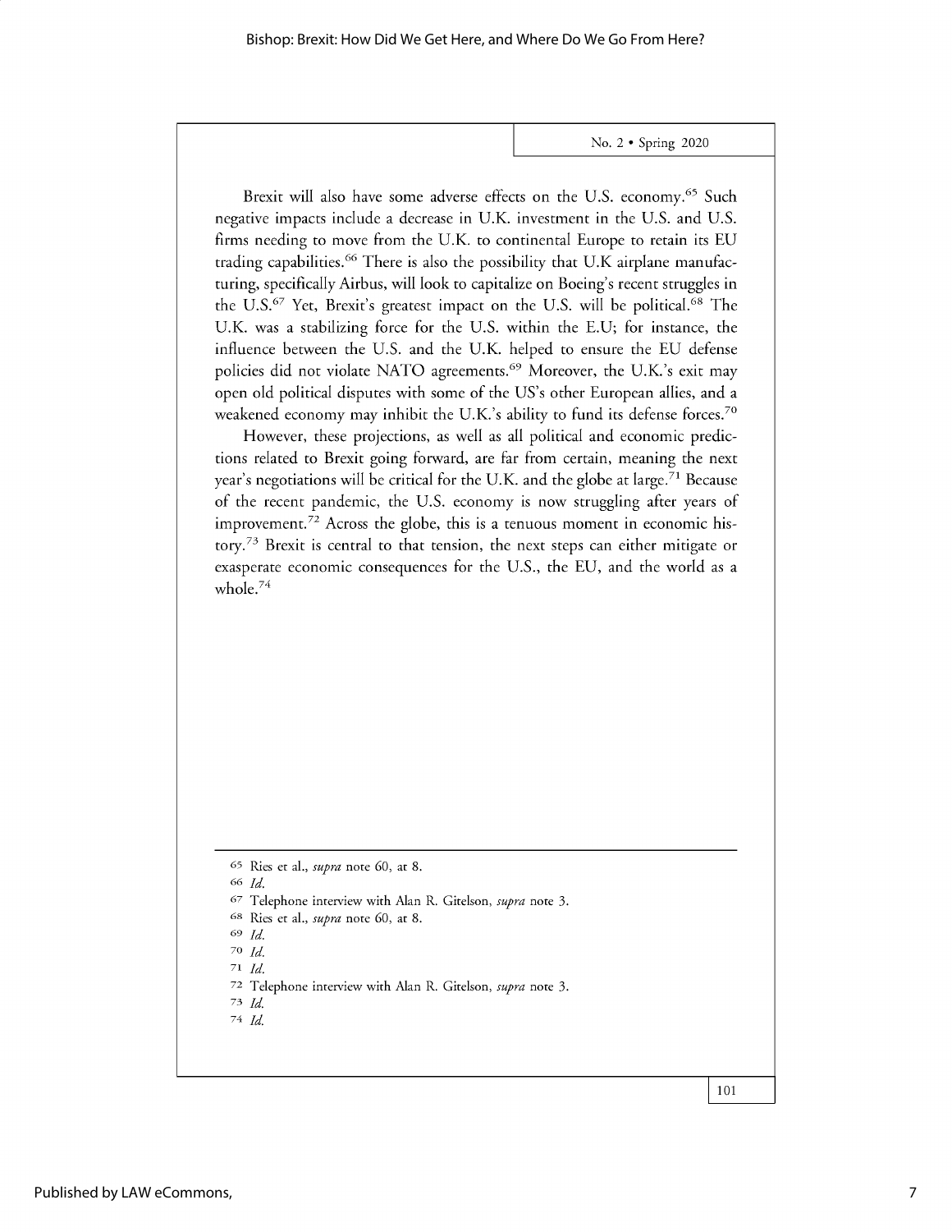Brexit will also have some adverse effects on the U.S. economy.[65] Such negative impacts include a decrease in U.K. investment in the U.S. and U.S. firms needing to move from the U.K. to continental Europe to retain its EU trading capabilities.[66] There is also the possibility that U.K airplane manufacturing, specifically Airbus, will look to capitalize on Boeing's recent struggles in the U.S.[67] Yet, Brexit's greatest impact on the U.S. will be political.[68] The U.K. was a stabilizing force for the U.S. within the E.U; for instance, the influence between the U.S. and the U.K. helped to ensure the EU defense policies did not violate NATO agreements.[69] Moreover, the U.K.'s exit may open old political disputes with some of the US's other European allies, and a weakened economy may inhibit the U.K.'s ability to fund its defense forces.[70]

However, these projections, as well as all political and economic predictions related to Brexit going forward, are far from certain, meaning the next year's negotiations will be critical for the U.K. and the globe at large.[71] Because of the recent pandemic, the U.S. economy is now struggling after years of improvement.[72] Across the globe, this is a tenuous moment in economic history.[73] Brexit is central to that tension, the next steps can either mitigate or exasperate economic consequences for the U.S., the EU, and the world as a whole.[74]

---

65 Ries et al., *supra* note 60, at 8.

66 *Id.*

67 Telephone interview with Alan R. Gitelson, *supra* note 3.

68 Ries et al., *supra* note 60, at 8.

69 *Id.*

70 *Id.*

71 *Id.*

72 Telephone interview with Alan R. Gitelson, *supra* note 3.

73 *Id.*

74 *Id.*